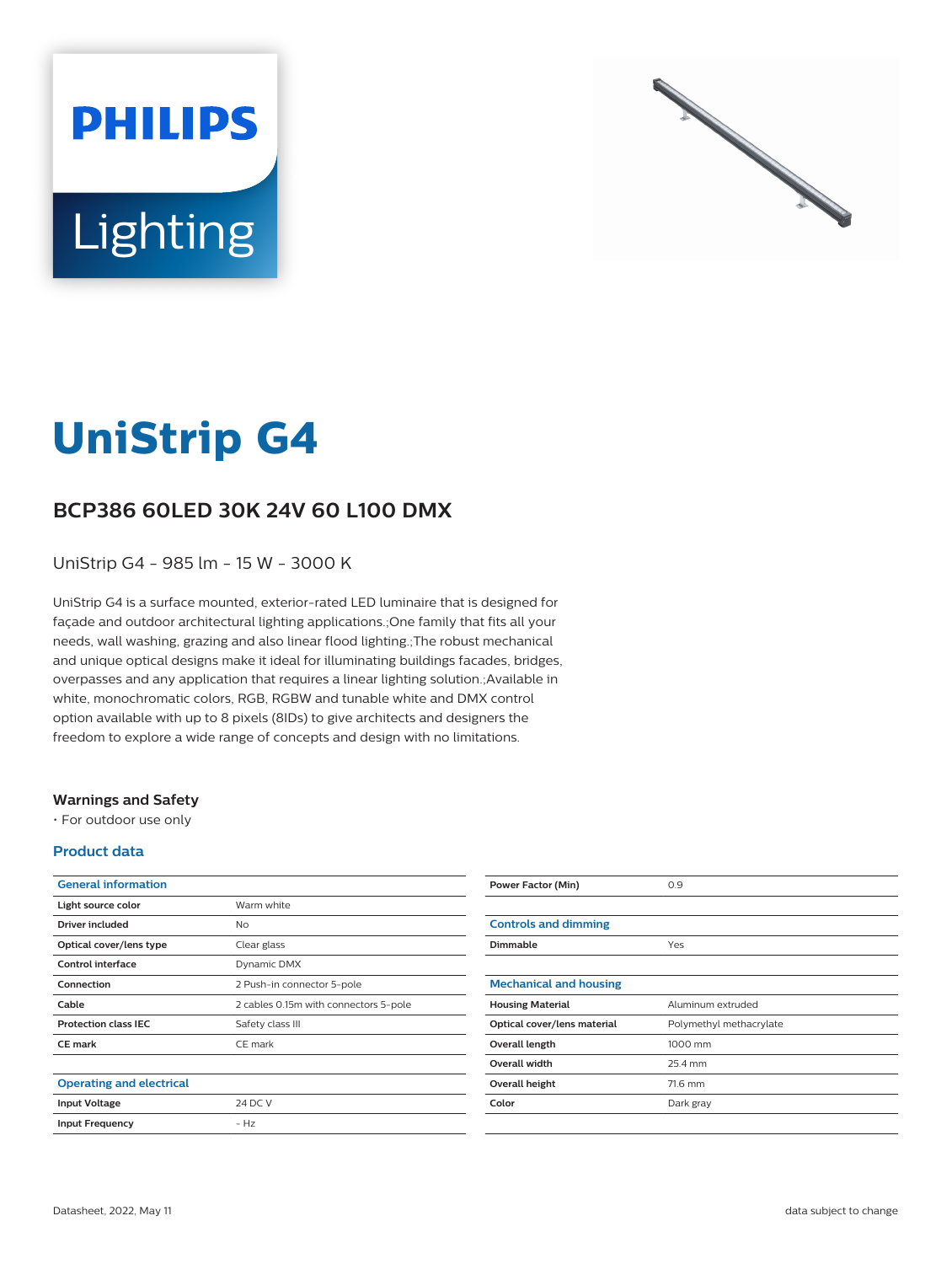PHILIPS

Lighting

# UniStrip G4

## BCP386 60LED 30K 24V 60 L100 DMX

UniStrip G4 - 985 lm - 15 W - 3000 K

UniStrip G4 is a surface mounted, exterior-rated LED luminaire that is designed for façade and outdoor architectural lighting applications.;One family that fits all your needs, wall washing, grazing and also linear flood lighting.;The robust mechanical and unique optical designs make it ideal for illuminating buildings facades, bridges, overpasses and any application that requires a linear lighting solution.;Available in white, monochromatic colors, RGB, RGBW and tunable white and DMX control option available with up to 8 pixels (8IDs) to give architects and designers the freedom to explore a wide range of concepts and design with no limitations.

### Warnings and Safety

• For outdoor use only

### Product data

| General information | |
|---|---|
| Light source color | Warm white |
| Driver included | No |
| Optical cover/lens type | Clear glass |
| Control interface | Dynamic DMX |
| Connection | 2 Push-in connector 5-pole |
| Cable | 2 cables 0.15m with connectors 5-pole |
| Protection class IEC | Safety class III |
| CE mark | CE mark |

| Operating and electrical | |
|---|---|
| Input Voltage | 24 DC V |
| Input Frequency | - Hz |
| Power Factor (Min) | 0.9 |

| Controls and dimming | |
|---|---|
| Dimmable | Yes |

| Mechanical and housing | |
|---|---|
| Housing Material | Aluminum extruded |
| Optical cover/lens material | Polymethyl methacrylate |
| Overall length | 1000 mm |
| Overall width | 25.4 mm |
| Overall height | 71.6 mm |
| Color | Dark gray |

Datasheet, 2022, May 11

data subject to change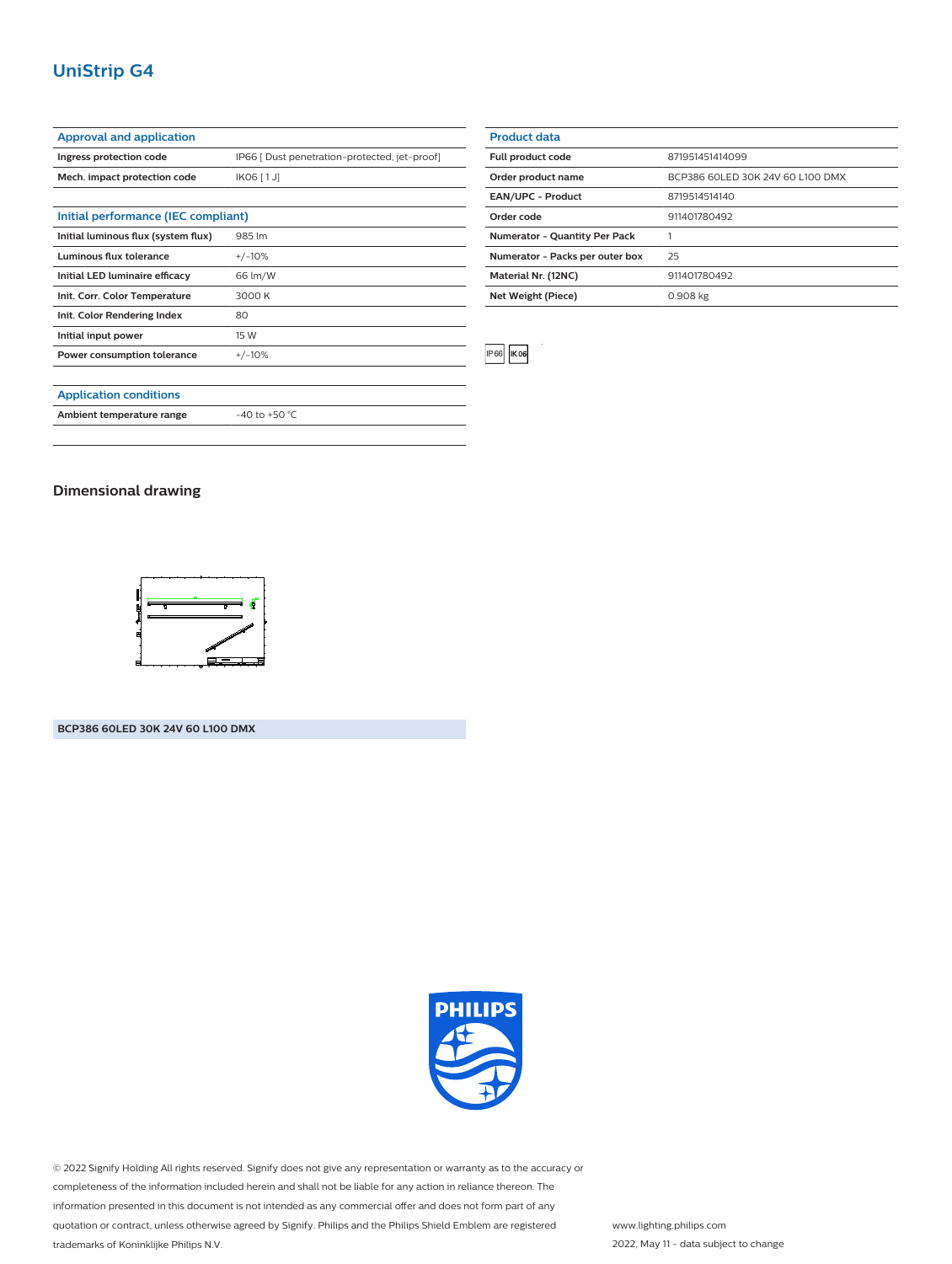# UniStrip G4

| Approval and application | |
|---|---|
| Ingress protection code | IP66 [ Dust penetration-protected, jet-proof] |
| Mech. impact protection code | IK06 [ 1 J] |

| Initial performance (IEC compliant) | |
|---|---|
| Initial luminous flux (system flux) | 985 lm |
| Luminous flux tolerance | +/-10% |
| Initial LED luminaire efficacy | 66 lm/W |
| Init. Corr. Color Temperature | 3000 K |
| Init. Color Rendering Index | 80 |
| Initial input power | 15 W |
| Power consumption tolerance | +/-10% |

| Application conditions | |
|---|---|
| Ambient temperature range | -40 to +50 °C |

| Product data | |
|---|---|
| Full product code | 871951451414099 |
| Order product name | BCP386 60LED 30K 24V 60 L100 DMX |
| EAN/UPC - Product | 8719514514140 |
| Order code | 911401780492 |
| Numerator - Quantity Per Pack | 1 |
| Numerator - Packs per outer box | 25 |
| Material Nr. (12NC) | 911401780492 |
| Net Weight (Piece) | 0.908 kg |

IP66 IK06

## Dimensional drawing

**BCP386 60LED 30K 24V 60 L100 DMX**

© 2022 Signify Holding All rights reserved. Signify does not give any representation or warranty as to the accuracy or completeness of the information included herein and shall not be liable for any action in reliance thereon. The information presented in this document is not intended as any commercial offer and does not form part of any quotation or contract, unless otherwise agreed by Signify. Philips and the Philips Shield Emblem are registered trademarks of Koninklijke Philips N.V.

www.lighting.philips.com

2022, May 11 - data subject to change